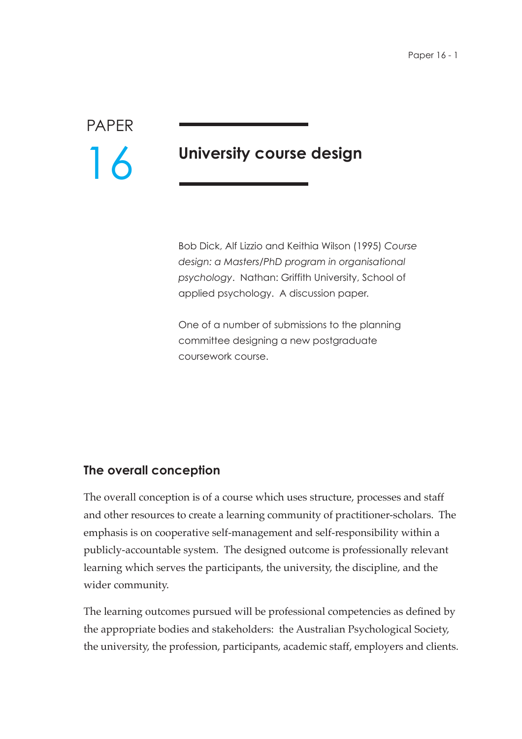PAPER

# 16 University course design

Bob Dick, Alf Lizzio and Keithia Wilson (1995) *Course design: a Masters/PhD program in organisational psychology*. Nathan: Griffith University, School of applied psychology. A discussion paper.

One of a number of submissions to the planning committee designing a new postgraduate coursework course.

## The overall conception

The overall conception is of a course which uses structure, processes and staff and other resources to create a learning community of practitioner-scholars. The emphasis is on cooperative self-management and self-responsibility within a publicly-accountable system. The designed outcome is professionally relevant learning which serves the participants, the university, the discipline, and the wider community.

The learning outcomes pursued will be professional competencies as defined by the appropriate bodies and stakeholders: the Australian Psychological Society, the university, the profession, participants, academic staff, employers and clients.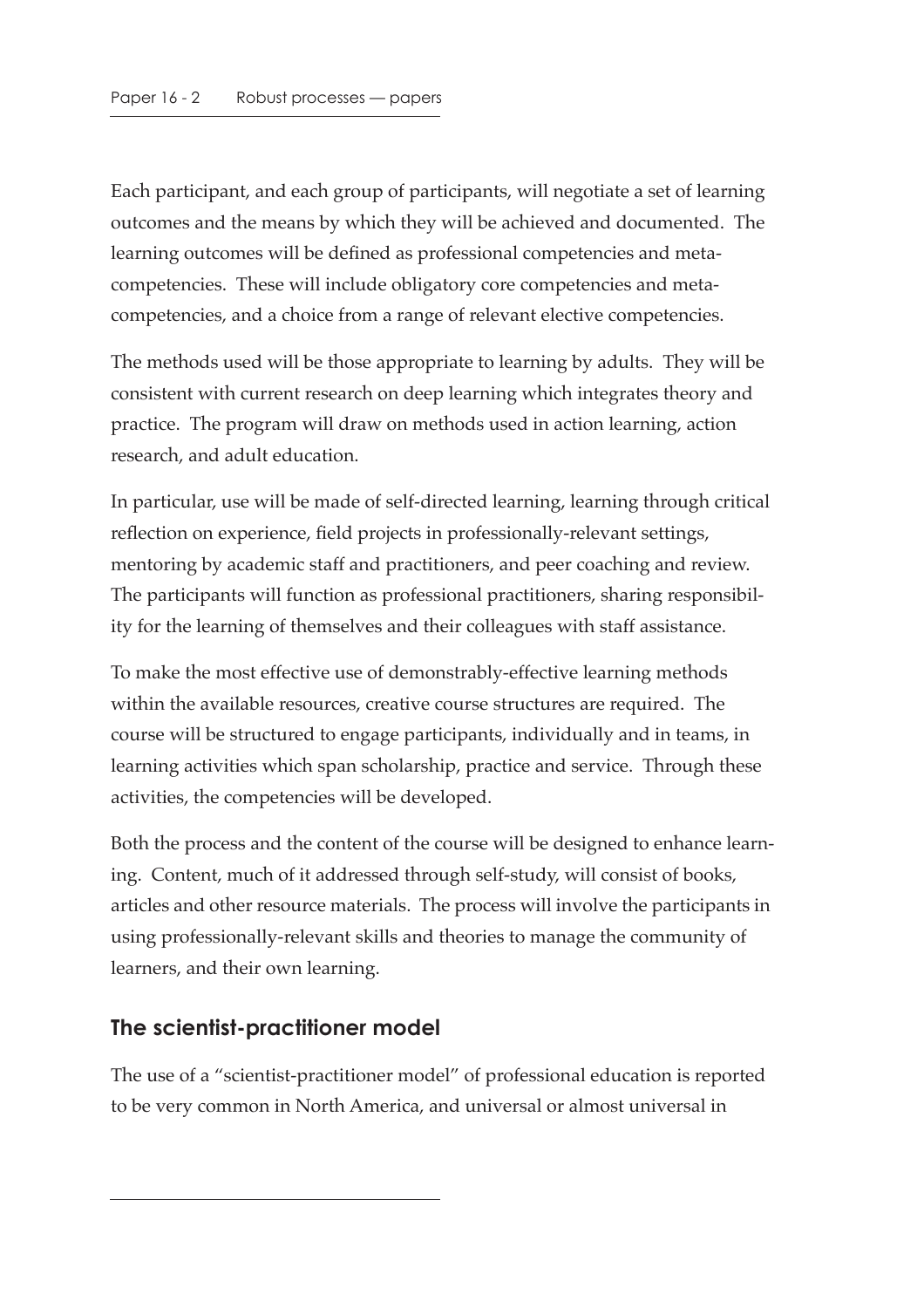Each participant, and each group of participants, will negotiate a set of learning outcomes and the means by which they will be achieved and documented. The learning outcomes will be defined as professional competencies and meta-competencies. These will include obligatory core competencies and meta-competencies, and a choice from a range of relevant elective competencies.

The methods used will be those appropriate to learning by adults. They will be consistent with current research on deep learning which integrates theory and practice. The program will draw on methods used in action learning, action research, and adult education.

In particular, use will be made of self-directed learning, learning through critical reflection on experience, field projects in professionally-relevant settings, mentoring by academic staff and practitioners, and peer coaching and review. The participants will function as professional practitioners, sharing responsibility for the learning of themselves and their colleagues with staff assistance.

To make the most effective use of demonstrably-effective learning methods within the available resources, creative course structures are required. The course will be structured to engage participants, individually and in teams, in learning activities which span scholarship, practice and service. Through these activities, the competencies will be developed.

Both the process and the content of the course will be designed to enhance learning. Content, much of it addressed through self-study, will consist of books, articles and other resource materials. The process will involve the participants in using professionally-relevant skills and theories to manage the community of learners, and their own learning.

## The scientist-practitioner model

The use of a "scientist-practitioner model" of professional education is reported to be very common in North America, and universal or almost universal in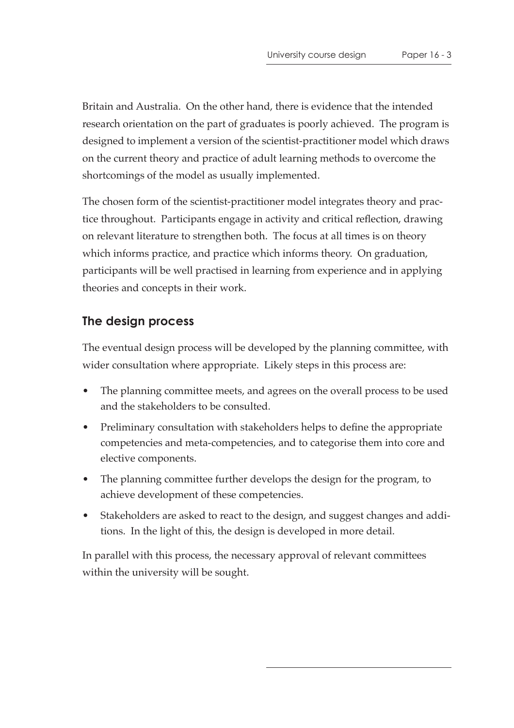Britain and Australia. On the other hand, there is evidence that the intended research orientation on the part of graduates is poorly achieved. The program is designed to implement a version of the scientist-practitioner model which draws on the current theory and practice of adult learning methods to overcome the shortcomings of the model as usually implemented.

The chosen form of the scientist-practitioner model integrates theory and practice throughout. Participants engage in activity and critical reflection, drawing on relevant literature to strengthen both. The focus at all times is on theory which informs practice, and practice which informs theory. On graduation, participants will be well practised in learning from experience and in applying theories and concepts in their work.

## The design process

The eventual design process will be developed by the planning committee, with wider consultation where appropriate. Likely steps in this process are:

- The planning committee meets, and agrees on the overall process to be used and the stakeholders to be consulted.
- Preliminary consultation with stakeholders helps to define the appropriate competencies and meta-competencies, and to categorise them into core and elective components.
- The planning committee further develops the design for the program, to achieve development of these competencies.
- Stakeholders are asked to react to the design, and suggest changes and additions. In the light of this, the design is developed in more detail.

In parallel with this process, the necessary approval of relevant committees within the university will be sought.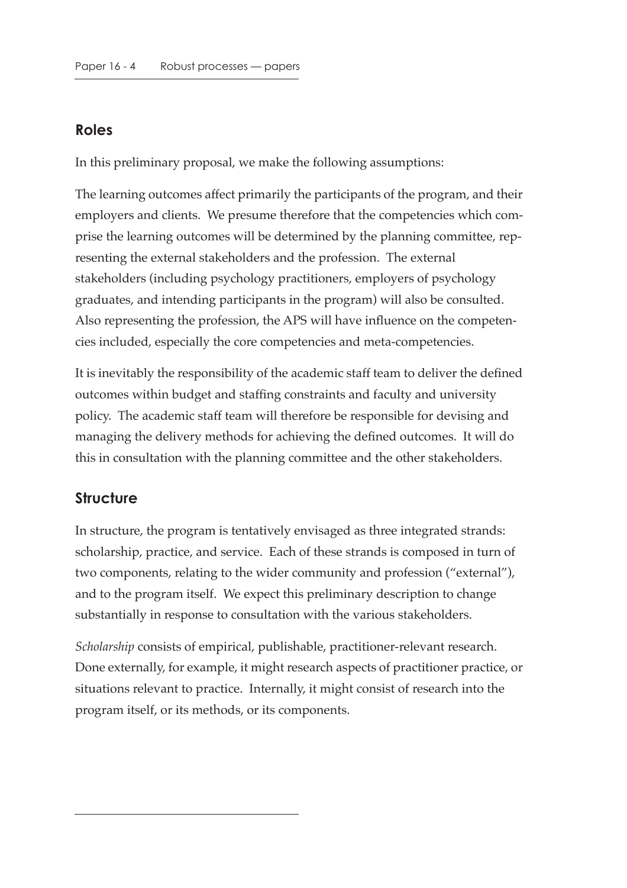## Roles

In this preliminary proposal, we make the following assumptions:

The learning outcomes affect primarily the participants of the program, and their employers and clients. We presume therefore that the competencies which comprise the learning outcomes will be determined by the planning committee, representing the external stakeholders and the profession. The external stakeholders (including psychology practitioners, employers of psychology graduates, and intending participants in the program) will also be consulted. Also representing the profession, the APS will have influence on the competencies included, especially the core competencies and meta-competencies.

It is inevitably the responsibility of the academic staff team to deliver the defined outcomes within budget and staffing constraints and faculty and university policy. The academic staff team will therefore be responsible for devising and managing the delivery methods for achieving the defined outcomes. It will do this in consultation with the planning committee and the other stakeholders.

## Structure

In structure, the program is tentatively envisaged as three integrated strands: scholarship, practice, and service. Each of these strands is composed in turn of two components, relating to the wider community and profession ("external"), and to the program itself. We expect this preliminary description to change substantially in response to consultation with the various stakeholders.

*Scholarship* consists of empirical, publishable, practitioner-relevant research. Done externally, for example, it might research aspects of practitioner practice, or situations relevant to practice. Internally, it might consist of research into the program itself, or its methods, or its components.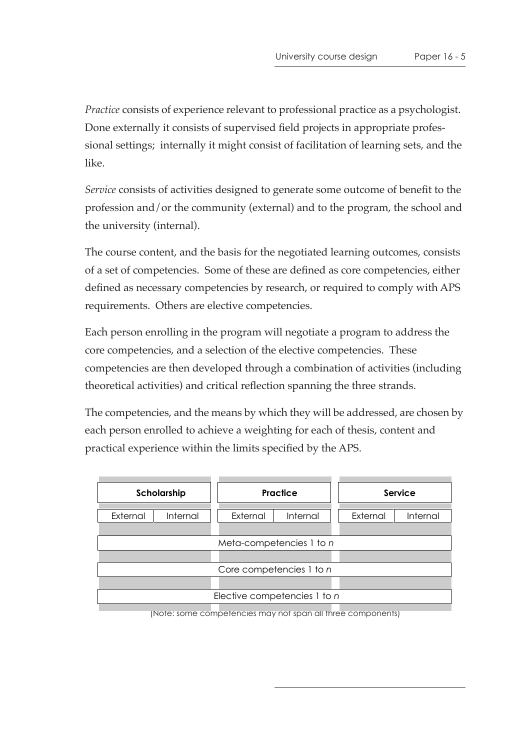*Practice* consists of experience relevant to professional practice as a psychologist. Done externally it consists of supervised field projects in appropriate professional settings; internally it might consist of facilitation of learning sets, and the like.

*Service* consists of activities designed to generate some outcome of benefit to the profession and/or the community (external) and to the program, the school and the university (internal).

The course content, and the basis for the negotiated learning outcomes, consists of a set of competencies. Some of these are defined as core competencies, either defined as necessary competencies by research, or required to comply with APS requirements. Others are elective competencies.

Each person enrolling in the program will negotiate a program to address the core competencies, and a selection of the elective competencies. These competencies are then developed through a combination of activities (including theoretical activities) and critical reflection spanning the three strands.

The competencies, and the means by which they will be addressed, are chosen by each person enrolled to achieve a weighting for each of thesis, content and practical experience within the limits specified by the APS.

| **Scholarship** | | **Practice** | | **Service** | |
|---|---|---|---|---|---|
| External | Internal | External | Internal | External | Internal |
| Meta-competencies 1 to *n* | | | | | |
| Core competencies 1 to *n* | | | | | |
| Elective competencies 1 to *n* | | | | | |

(Note: some competencies may not span all three components)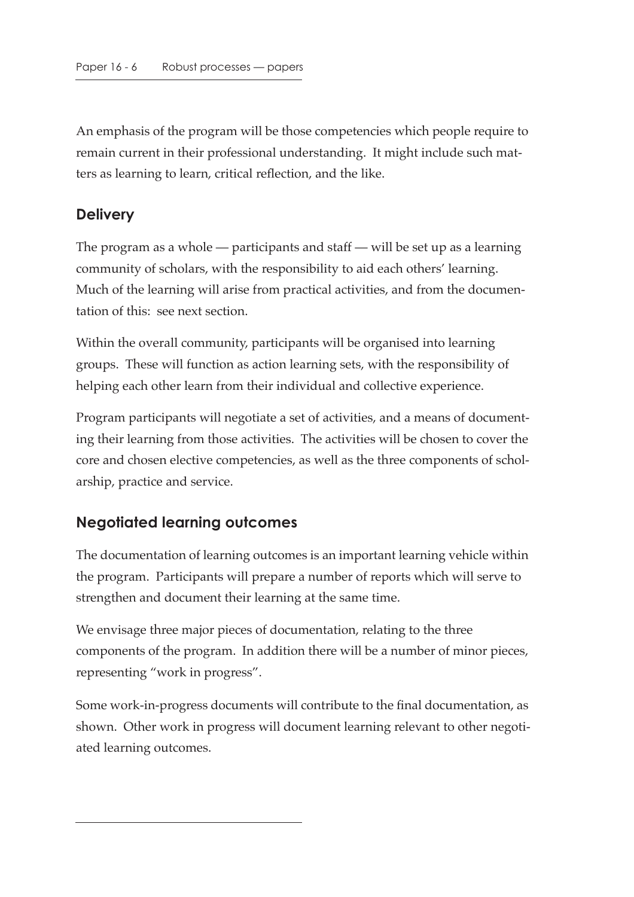An emphasis of the program will be those competencies which people require to remain current in their professional understanding. It might include such matters as learning to learn, critical reflection, and the like.

## Delivery

The program as a whole — participants and staff — will be set up as a learning community of scholars, with the responsibility to aid each others' learning. Much of the learning will arise from practical activities, and from the documentation of this: see next section.

Within the overall community, participants will be organised into learning groups. These will function as action learning sets, with the responsibility of helping each other learn from their individual and collective experience.

Program participants will negotiate a set of activities, and a means of documenting their learning from those activities. The activities will be chosen to cover the core and chosen elective competencies, as well as the three components of scholarship, practice and service.

## Negotiated learning outcomes

The documentation of learning outcomes is an important learning vehicle within the program. Participants will prepare a number of reports which will serve to strengthen and document their learning at the same time.

We envisage three major pieces of documentation, relating to the three components of the program. In addition there will be a number of minor pieces, representing "work in progress".

Some work-in-progress documents will contribute to the final documentation, as shown. Other work in progress will document learning relevant to other negotiated learning outcomes.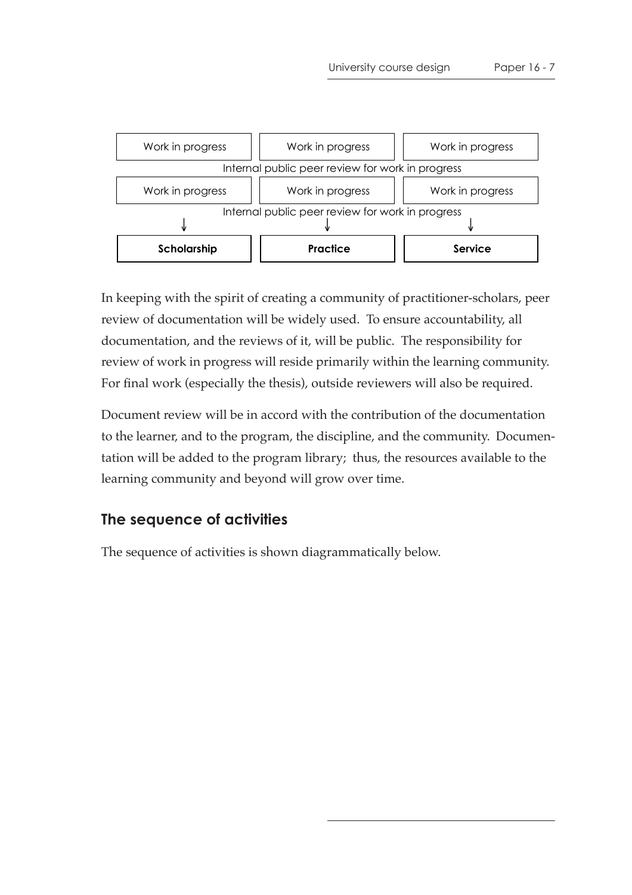| Work in progress | Work in progress | Work in progress |
|---|---|---|
| Internal public peer review for work in progress | | |
| Work in progress | Work in progress | Work in progress |
| Internal public peer review for work in progress | | |
| ↓ | ↓ | ↓ |
| **Scholarship** | **Practice** | **Service** |

In keeping with the spirit of creating a community of practitioner-scholars, peer review of documentation will be widely used. To ensure accountability, all documentation, and the reviews of it, will be public. The responsibility for review of work in progress will reside primarily within the learning community. For final work (especially the thesis), outside reviewers will also be required.

Document review will be in accord with the contribution of the documentation to the learner, and to the program, the discipline, and the community. Documentation will be added to the program library; thus, the resources available to the learning community and beyond will grow over time.

## The sequence of activities

The sequence of activities is shown diagrammatically below.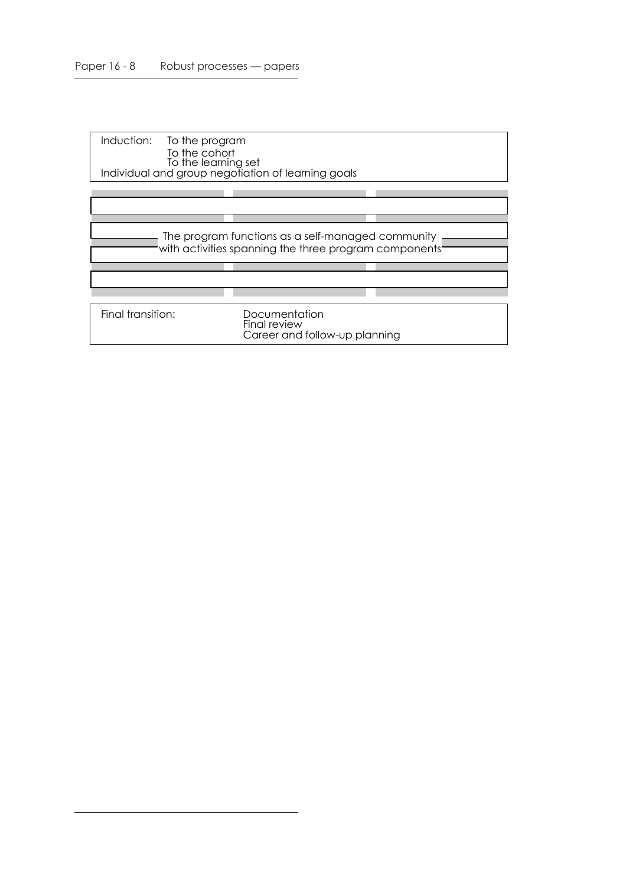Induction: To the program
To the cohort
To the learning set
Individual and group negotiation of learning goals

The program functions as a self-managed community
with activities spanning the three program components

Final transition: Documentation
Final review
Career and follow-up planning